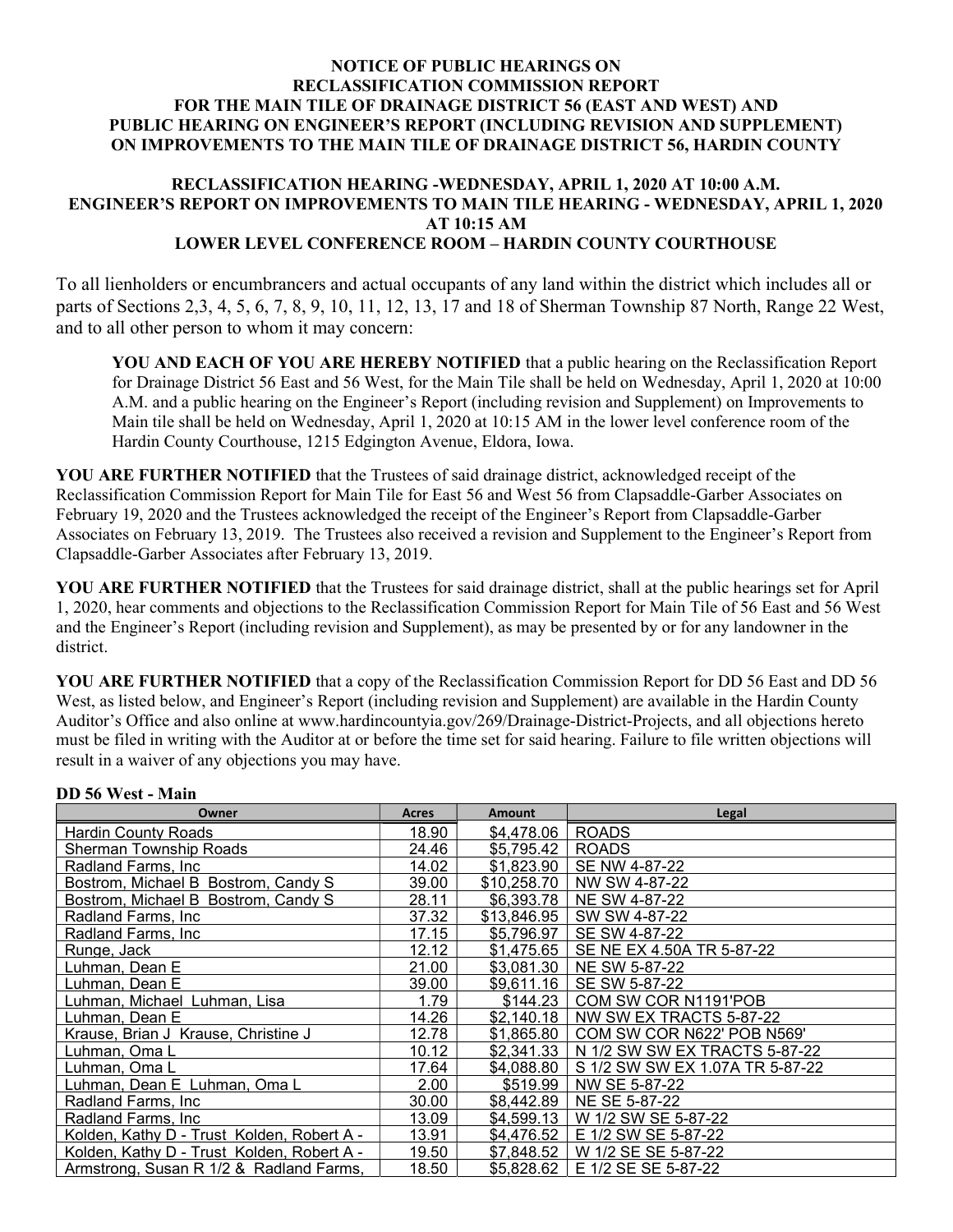# NOTICE OF PUBLIC HEARINGS ON RECLASSIFICATION COMMISSION REPORT FOR THE MAIN TILE OF DRAINAGE DISTRICT 56 (EAST AND WEST) AND PUBLIC HEARING ON ENGINEER'S REPORT (INCLUDING REVISION AND SUPPLEMENT) ON IMPROVEMENTS TO THE MAIN TILE OF DRAINAGE DISTRICT 56, HARDIN COUNTY

## RECLASSIFICATION HEARING -WEDNESDAY, APRIL 1, 2020 AT 10:00 A.M.
## ENGINEER'S REPORT ON IMPROVEMENTS TO MAIN TILE HEARING - WEDNESDAY, APRIL 1, 2020 AT 10:15 AM
## LOWER LEVEL CONFERENCE ROOM – HARDIN COUNTY COURTHOUSE

To all lienholders or encumbrancers and actual occupants of any land within the district which includes all or parts of Sections 2,3, 4, 5, 6, 7, 8, 9, 10, 11, 12, 13, 17 and 18 of Sherman Township 87 North, Range 22 West, and to all other person to whom it may concern:

**YOU AND EACH OF YOU ARE HEREBY NOTIFIED** that a public hearing on the Reclassification Report for Drainage District 56 East and 56 West, for the Main Tile shall be held on Wednesday, April 1, 2020 at 10:00 A.M. and a public hearing on the Engineer's Report (including revision and Supplement) on Improvements to Main tile shall be held on Wednesday, April 1, 2020 at 10:15 AM in the lower level conference room of the Hardin County Courthouse, 1215 Edgington Avenue, Eldora, Iowa.

**YOU ARE FURTHER NOTIFIED** that the Trustees of said drainage district, acknowledged receipt of the Reclassification Commission Report for Main Tile for East 56 and West 56 from Clapsaddle-Garber Associates on February 19, 2020 and the Trustees acknowledged the receipt of the Engineer's Report from Clapsaddle-Garber Associates on February 13, 2019. The Trustees also received a revision and Supplement to the Engineer's Report from Clapsaddle-Garber Associates after February 13, 2019.

**YOU ARE FURTHER NOTIFIED** that the Trustees for said drainage district, shall at the public hearings set for April 1, 2020, hear comments and objections to the Reclassification Commission Report for Main Tile of 56 East and 56 West and the Engineer's Report (including revision and Supplement), as may be presented by or for any landowner in the district.

**YOU ARE FURTHER NOTIFIED** that a copy of the Reclassification Commission Report for DD 56 East and DD 56 West, as listed below, and Engineer's Report (including revision and Supplement) are available in the Hardin County Auditor's Office and also online at www.hardincountyia.gov/269/Drainage-District-Projects, and all objections hereto must be filed in writing with the Auditor at or before the time set for said hearing. Failure to file written objections will result in a waiver of any objections you may have.

**DD 56 West - Main**

| Owner | Acres | Amount | Legal |
|---|---|---|---|
| Hardin County Roads | 18.90 | $4,478.06 | ROADS |
| Sherman Township Roads | 24.46 | $5,795.42 | ROADS |
| Radland Farms, Inc | 14.02 | $1,823.90 | SE NW 4-87-22 |
| Bostrom, Michael B Bostrom, Candy S | 39.00 | $10,258.70 | NW SW 4-87-22 |
| Bostrom, Michael B Bostrom, Candy S | 28.11 | $6,393.78 | NE SW 4-87-22 |
| Radland Farms, Inc | 37.32 | $13,846.95 | SW SW 4-87-22 |
| Radland Farms, Inc | 17.15 | $5,796.97 | SE SW 4-87-22 |
| Runge, Jack | 12.12 | $1,475.65 | SE NE EX 4.50A TR 5-87-22 |
| Luhman, Dean E | 21.00 | $3,081.30 | NE SW 5-87-22 |
| Luhman, Dean E | 39.00 | $9,611.16 | SE SW 5-87-22 |
| Luhman, Michael Luhman, Lisa | 1.79 | $144.23 | COM SW COR N1191'POB |
| Luhman, Dean E | 14.26 | $2,140.18 | NW SW EX TRACTS 5-87-22 |
| Krause, Brian J Krause, Christine J | 12.78 | $1,865.80 | COM SW COR N622' POB N569' |
| Luhman, Oma L | 10.12 | $2,341.33 | N 1/2 SW SW EX TRACTS 5-87-22 |
| Luhman, Oma L | 17.64 | $4,088.80 | S 1/2 SW SW EX 1.07A TR 5-87-22 |
| Luhman, Dean E Luhman, Oma L | 2.00 | $519.99 | NW SE 5-87-22 |
| Radland Farms, Inc | 30.00 | $8,442.89 | NE SE 5-87-22 |
| Radland Farms, Inc | 13.09 | $4,599.13 | W 1/2 SW SE 5-87-22 |
| Kolden, Kathy D - Trust Kolden, Robert A - | 13.91 | $4,476.52 | E 1/2 SW SE 5-87-22 |
| Kolden, Kathy D - Trust Kolden, Robert A - | 19.50 | $7,848.52 | W 1/2 SE SE 5-87-22 |
| Armstrong, Susan R 1/2 & Radland Farms, | 18.50 | $5,828.62 | E 1/2 SE SE 5-87-22 |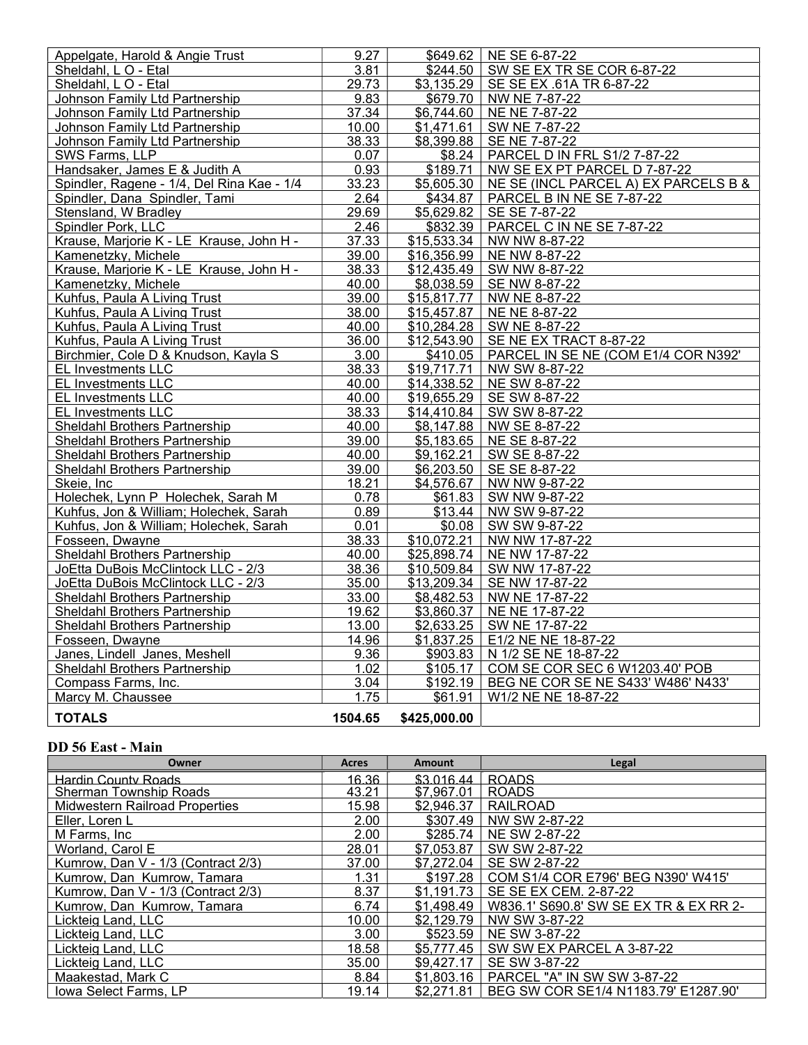| | | | |
|---|---|---|---|
| Appelgate, Harold & Angie Trust | 9.27 | $649.62 | NE SE 6-87-22 |
| Sheldahl, L O - Etal | 3.81 | $244.50 | SW SE EX TR SE COR 6-87-22 |
| Sheldahl, L O - Etal | 29.73 | $3,135.29 | SE SE EX .61A TR 6-87-22 |
| Johnson Family Ltd Partnership | 9.83 | $679.70 | NW NE 7-87-22 |
| Johnson Family Ltd Partnership | 37.34 | $6,744.60 | NE NE 7-87-22 |
| Johnson Family Ltd Partnership | 10.00 | $1,471.61 | SW NE 7-87-22 |
| Johnson Family Ltd Partnership | 38.33 | $8,399.88 | SE NE 7-87-22 |
| SWS Farms, LLP | 0.07 | $8.24 | PARCEL D IN FRL S1/2 7-87-22 |
| Handsaker, James E & Judith A | 0.93 | $189.71 | NW SE EX PT PARCEL D 7-87-22 |
| Spindler, Ragene - 1/4, Del Rina Kae - 1/4 | 33.23 | $5,605.30 | NE SE (INCL PARCEL A) EX PARCELS B & |
| Spindler, Dana Spindler, Tami | 2.64 | $434.87 | PARCEL B IN NE SE 7-87-22 |
| Stensland, W Bradley | 29.69 | $5,629.82 | SE SE 7-87-22 |
| Spindler Pork, LLC | 2.46 | $832.39 | PARCEL C IN NE SE 7-87-22 |
| Krause, Marjorie K - LE Krause, John H - | 37.33 | $15,533.34 | NW NW 8-87-22 |
| Kamenetzky, Michele | 39.00 | $16,356.99 | NE NW 8-87-22 |
| Krause, Marjorie K - LE Krause, John H - | 38.33 | $12,435.49 | SW NW 8-87-22 |
| Kamenetzky, Michele | 40.00 | $8,038.59 | SE NW 8-87-22 |
| Kuhfus, Paula A Living Trust | 39.00 | $15,817.77 | NW NE 8-87-22 |
| Kuhfus, Paula A Living Trust | 38.00 | $15,457.87 | NE NE 8-87-22 |
| Kuhfus, Paula A Living Trust | 40.00 | $10,284.28 | SW NE 8-87-22 |
| Kuhfus, Paula A Living Trust | 36.00 | $12,543.90 | SE NE EX TRACT 8-87-22 |
| Birchmier, Cole D & Knudson, Kayla S | 3.00 | $410.05 | PARCEL IN SE NE (COM E1/4 COR N392' |
| EL Investments LLC | 38.33 | $19,717.71 | NW SW 8-87-22 |
| EL Investments LLC | 40.00 | $14,338.52 | NE SW 8-87-22 |
| EL Investments LLC | 40.00 | $19,655.29 | SE SW 8-87-22 |
| EL Investments LLC | 38.33 | $14,410.84 | SW SW 8-87-22 |
| Sheldahl Brothers Partnership | 40.00 | $8,147.88 | NW SE 8-87-22 |
| Sheldahl Brothers Partnership | 39.00 | $5,183.65 | NE SE 8-87-22 |
| Sheldahl Brothers Partnership | 40.00 | $9,162.21 | SW SE 8-87-22 |
| Sheldahl Brothers Partnership | 39.00 | $6,203.50 | SE SE 8-87-22 |
| Skeie, Inc | 18.21 | $4,576.67 | NW NW 9-87-22 |
| Holechek, Lynn P Holechek, Sarah M | 0.78 | $61.83 | SW NW 9-87-22 |
| Kuhfus, Jon & William; Holechek, Sarah | 0.89 | $13.44 | NW SW 9-87-22 |
| Kuhfus, Jon & William; Holechek, Sarah | 0.01 | $0.08 | SW SW 9-87-22 |
| Fosseen, Dwayne | 38.33 | $10,072.21 | NW NW 17-87-22 |
| Sheldahl Brothers Partnership | 40.00 | $25,898.74 | NE NW 17-87-22 |
| JoEtta DuBois McClintock LLC - 2/3 | 38.36 | $10,509.84 | SW NW 17-87-22 |
| JoEtta DuBois McClintock LLC - 2/3 | 35.00 | $13,209.34 | SE NW 17-87-22 |
| Sheldahl Brothers Partnership | 33.00 | $8,482.53 | NW NE 17-87-22 |
| Sheldahl Brothers Partnership | 19.62 | $3,860.37 | NE NE 17-87-22 |
| Sheldahl Brothers Partnership | 13.00 | $2,633.25 | SW NE 17-87-22 |
| Fosseen, Dwayne | 14.96 | $1,837.25 | E1/2 NE NE 18-87-22 |
| Janes, Lindell Janes, Meshell | 9.36 | $903.83 | N 1/2 SE NE 18-87-22 |
| Sheldahl Brothers Partnership | 1.02 | $105.17 | COM SE COR SEC 6 W1203.40' POB |
| Compass Farms, Inc. | 3.04 | $192.19 | BEG NE COR SE NE S433' W486' N433' |
| Marcy M. Chaussee | 1.75 | $61.91 | W1/2 NE NE 18-87-22 |
| **TOTALS** | **1504.65** | **$425,000.00** | |

**DD 56 East - Main**

| Owner | Acres | Amount | Legal |
|---|---|---|---|
| Hardin County Roads | 16.36 | $3,016.44 | ROADS |
| Sherman Township Roads | 43.21 | $7,967.01 | ROADS |
| Midwestern Railroad Properties | 15.98 | $2,946.37 | RAILROAD |
| Eller, Loren L | 2.00 | $307.49 | NW SW 2-87-22 |
| M Farms, Inc | 2.00 | $285.74 | NE SW 2-87-22 |
| Worland, Carol E | 28.01 | $7,053.87 | SW SW 2-87-22 |
| Kumrow, Dan V - 1/3 (Contract 2/3) | 37.00 | $7,272.04 | SE SW 2-87-22 |
| Kumrow, Dan Kumrow, Tamara | 1.31 | $197.28 | COM S1/4 COR E796' BEG N390' W415' |
| Kumrow, Dan V - 1/3 (Contract 2/3) | 8.37 | $1,191.73 | SE SE EX CEM. 2-87-22 |
| Kumrow, Dan Kumrow, Tamara | 6.74 | $1,498.49 | W836.1' S690.8' SW SE EX TR & EX RR 2- |
| Lickteig Land, LLC | 10.00 | $2,129.79 | NW SW 3-87-22 |
| Lickteig Land, LLC | 3.00 | $523.59 | NE SW 3-87-22 |
| Lickteig Land, LLC | 18.58 | $5,777.45 | SW SW EX PARCEL A 3-87-22 |
| Lickteig Land, LLC | 35.00 | $9,427.17 | SE SW 3-87-22 |
| Maakestad, Mark C | 8.84 | $1,803.16 | PARCEL "A" IN SW SW 3-87-22 |
| Iowa Select Farms, LP | 19.14 | $2,271.81 | BEG SW COR SE1/4 N1183.79' E1287.90' |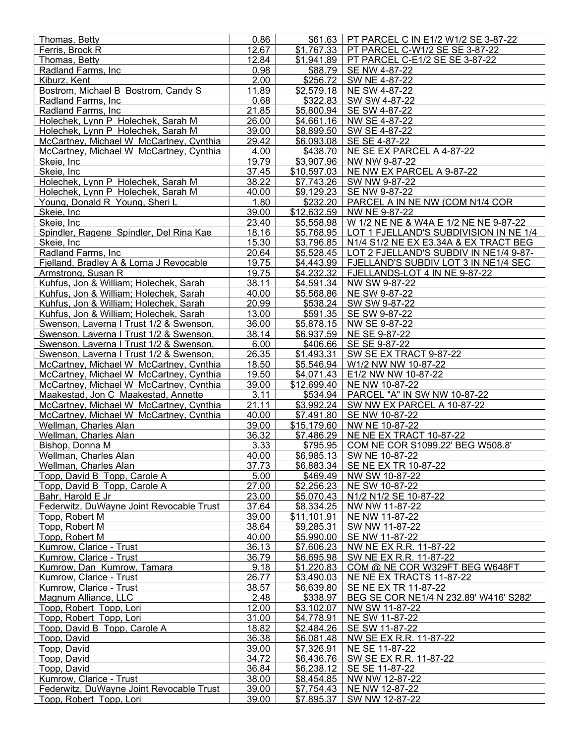| Thomas, Betty | 0.86 | $61.63 | PT PARCEL C IN E1/2 W1/2 SE 3-87-22 |
|---|---|---|---|
| Ferris, Brock R | 12.67 | $1,767.33 | PT PARCEL C-W1/2 SE SE 3-87-22 |
| Thomas, Betty | 12.84 | $1,941.89 | PT PARCEL C-E1/2 SE SE 3-87-22 |
| Radland Farms, Inc | 0.98 | $88.79 | SE NW 4-87-22 |
| Kiburz, Kent | 2.00 | $256.72 | SW NE 4-87-22 |
| Bostrom, Michael B Bostrom, Candy S | 11.89 | $2,579.18 | NE SW 4-87-22 |
| Radland Farms, Inc | 0.68 | $322.83 | SW SW 4-87-22 |
| Radland Farms, Inc | 21.85 | $5,800.94 | SE SW 4-87-22 |
| Holechek, Lynn P Holechek, Sarah M | 26.00 | $4,661.16 | NW SE 4-87-22 |
| Holechek, Lynn P Holechek, Sarah M | 39.00 | $8,899.50 | SW SE 4-87-22 |
| McCartney, Michael W McCartney, Cynthia | 29.42 | $6,093.08 | SE SE 4-87-22 |
| McCartney, Michael W McCartney, Cynthia | 4.00 | $438.70 | NE SE EX PARCEL A 4-87-22 |
| Skeie, Inc | 19.79 | $3,907.96 | NW NW 9-87-22 |
| Skeie, Inc | 37.45 | $10,597.03 | NE NW EX PARCEL A 9-87-22 |
| Holechek, Lynn P Holechek, Sarah M | 38.22 | $7,743.26 | SW NW 9-87-22 |
| Holechek, Lynn P Holechek, Sarah M | 40.00 | $9,129.23 | SE NW 9-87-22 |
| Young, Donald R Young, Sheri L | 1.80 | $232.20 | PARCEL A IN NE NW (COM N1/4 COR |
| Skeie, Inc | 39.00 | $12,632.59 | NW NE 9-87-22 |
| Skeie, Inc | 23.40 | $5,558.98 | W 1/2 NE NE & W4A E 1/2 NE NE 9-87-22 |
| Spindler, Ragene Spindler, Del Rina Kae | 18.16 | $5,768.95 | LOT 1 FJELLAND'S SUBDIVISION IN NE 1/4 |
| Skeie, Inc | 15.30 | $3,796.85 | N1/4 S1/2 NE EX E3.34A & EX TRACT BEG |
| Radland Farms, Inc | 20.64 | $5,528.45 | LOT 2 FJELLAND'S SUBDIV IN NE1/4 9-87- |
| Fjelland, Bradley A & Lorna J Revocable | 19.75 | $4,443.99 | FJELLAND'S SUBDIV LOT 3 IN NE1/4 SEC |
| Armstrong, Susan R | 19.75 | $4,232.32 | FJELLANDS-LOT 4 IN NE 9-87-22 |
| Kuhfus, Jon & William; Holechek, Sarah | 38.11 | $4,591.34 | NW SW 9-87-22 |
| Kuhfus, Jon & William; Holechek, Sarah | 40.00 | $5,568.86 | NE SW 9-87-22 |
| Kuhfus, Jon & William; Holechek, Sarah | 20.99 | $538.24 | SW SW 9-87-22 |
| Kuhfus, Jon & William; Holechek, Sarah | 13.00 | $591.35 | SE SW 9-87-22 |
| Swenson, Laverna I Trust 1/2 & Swenson, | 36.00 | $5,878.15 | NW SE 9-87-22 |
| Swenson, Laverna I Trust 1/2 & Swenson, | 38.14 | $6,937.59 | NE SE 9-87-22 |
| Swenson, Laverna I Trust 1/2 & Swenson, | 6.00 | $406.66 | SE SE 9-87-22 |
| Swenson, Laverna I Trust 1/2 & Swenson, | 26.35 | $1,493.31 | SW SE EX TRACT 9-87-22 |
| McCartney, Michael W McCartney, Cynthia | 18.50 | $5,546.94 | W1/2 NW NW 10-87-22 |
| McCartney, Michael W McCartney, Cynthia | 19.50 | $4,071.43 | E1/2 NW NW 10-87-22 |
| McCartney, Michael W McCartney, Cynthia | 39.00 | $12,699.40 | NE NW 10-87-22 |
| Maakestad, Jon C Maakestad, Annette | 3.11 | $534.94 | PARCEL "A" IN SW NW 10-87-22 |
| McCartney, Michael W McCartney, Cynthia | 21.11 | $3,992.24 | SW NW EX PARCEL A 10-87-22 |
| McCartney, Michael W McCartney, Cynthia | 40.00 | $7,491.80 | SE NW 10-87-22 |
| Wellman, Charles Alan | 39.00 | $15,179.60 | NW NE 10-87-22 |
| Wellman, Charles Alan | 36.32 | $7,486.29 | NE NE EX TRACT 10-87-22 |
| Bishop, Donna M | 3.33 | $795.95 | COM NE COR S1099.22' BEG W508.8' |
| Wellman, Charles Alan | 40.00 | $6,985.13 | SW NE 10-87-22 |
| Wellman, Charles Alan | 37.73 | $6,883.34 | SE NE EX TR 10-87-22 |
| Topp, David B Topp, Carole A | 5.00 | $469.49 | NW SW 10-87-22 |
| Topp, David B Topp, Carole A | 27.00 | $2,256.23 | NE SW 10-87-22 |
| Bahr, Harold E Jr | 23.00 | $5,070.43 | N1/2 N1/2 SE 10-87-22 |
| Federwitz, DuWayne Joint Revocable Trust | 37.64 | $8,334.25 | NW NW 11-87-22 |
| Topp, Robert M | 39.00 | $11,101.91 | NE NW 11-87-22 |
| Topp, Robert M | 38.64 | $9,285.31 | SW NW 11-87-22 |
| Topp, Robert M | 40.00 | $5,990.00 | SE NW 11-87-22 |
| Kumrow, Clarice - Trust | 36.13 | $7,606.23 | NW NE EX R.R. 11-87-22 |
| Kumrow, Clarice - Trust | 36.79 | $6,695.98 | SW NE EX R.R. 11-87-22 |
| Kumrow, Dan Kumrow, Tamara | 9.18 | $1,220.83 | COM @ NE COR W329FT BEG W648FT |
| Kumrow, Clarice - Trust | 26.77 | $3,490.03 | NE NE EX TRACTS 11-87-22 |
| Kumrow, Clarice - Trust | 38.57 | $6,639.80 | SE NE EX TR 11-87-22 |
| Magnum Alliance, LLC | 2.48 | $338.97 | BEG SE COR NE1/4 N 232.89' W416' S282' |
| Topp, Robert Topp, Lori | 12.00 | $3,102.07 | NW SW 11-87-22 |
| Topp, Robert Topp, Lori | 31.00 | $4,778.91 | NE SW 11-87-22 |
| Topp, David B Topp, Carole A | 18.82 | $2,484.26 | SE SW 11-87-22 |
| Topp, David | 36.38 | $6,081.48 | NW SE EX R.R. 11-87-22 |
| Topp, David | 39.00 | $7,326.91 | NE SE 11-87-22 |
| Topp, David | 34.72 | $6,436.76 | SW SE EX R.R. 11-87-22 |
| Topp, David | 36.84 | $6,238.12 | SE SE 11-87-22 |
| Kumrow, Clarice - Trust | 38.00 | $8,454.85 | NW NW 12-87-22 |
| Federwitz, DuWayne Joint Revocable Trust | 39.00 | $7,754.43 | NE NW 12-87-22 |
| Topp, Robert Topp, Lori | 39.00 | $7,895.37 | SW NW 12-87-22 |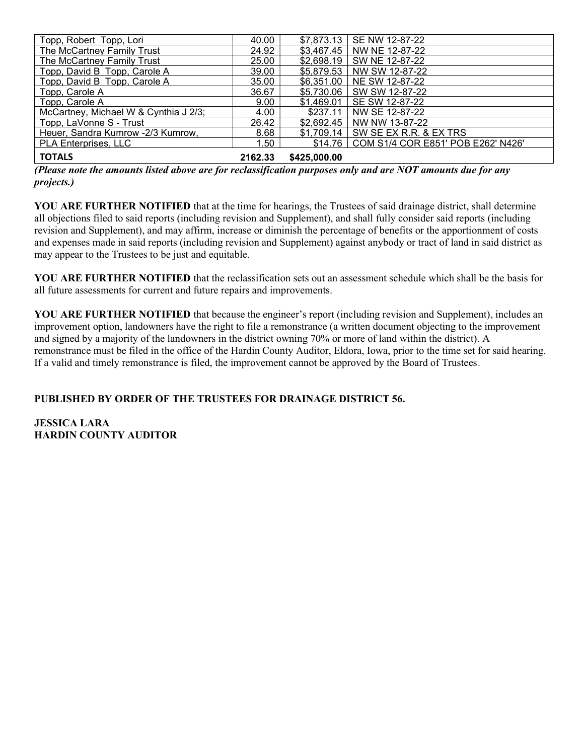| | | | |
|---|---|---|---|
| Topp, Robert  Topp, Lori | 40.00 | $7,873.13 | SE NW 12-87-22 |
| The McCartney Family Trust | 24.92 | $3,467.45 | NW NE 12-87-22 |
| The McCartney Family Trust | 25.00 | $2,698.19 | SW NE 12-87-22 |
| Topp, David B  Topp, Carole A | 39.00 | $5,879.53 | NW SW 12-87-22 |
| Topp, David B  Topp, Carole A | 35.00 | $6,351.00 | NE SW 12-87-22 |
| Topp, Carole A | 36.67 | $5,730.06 | SW SW 12-87-22 |
| Topp, Carole A | 9.00 | $1,469.01 | SE SW 12-87-22 |
| McCartney, Michael W & Cynthia J 2/3; | 4.00 | $237.11 | NW SE 12-87-22 |
| Topp, LaVonne S - Trust | 26.42 | $2,692.45 | NW NW 13-87-22 |
| Heuer, Sandra Kumrow -2/3 Kumrow, | 8.68 | $1,709.14 | SW SE EX R.R. & EX TRS |
| PLA Enterprises, LLC | 1.50 | $14.76 | COM S1/4 COR E851' POB E262' N426' |
| **TOTALS** | **2162.33** | **$425,000.00** | |

***(Please note the amounts listed above are for reclassification purposes only and are NOT amounts due for any projects.)***

**YOU ARE FURTHER NOTIFIED** that at the time for hearings, the Trustees of said drainage district, shall determine all objections filed to said reports (including revision and Supplement), and shall fully consider said reports (including revision and Supplement), and may affirm, increase or diminish the percentage of benefits or the apportionment of costs and expenses made in said reports (including revision and Supplement) against anybody or tract of land in said district as may appear to the Trustees to be just and equitable.

**YOU ARE FURTHER NOTIFIED** that the reclassification sets out an assessment schedule which shall be the basis for all future assessments for current and future repairs and improvements.

**YOU ARE FURTHER NOTIFIED** that because the engineer's report (including revision and Supplement), includes an improvement option, landowners have the right to file a remonstrance (a written document objecting to the improvement and signed by a majority of the landowners in the district owning 70% or more of land within the district). A remonstrance must be filed in the office of the Hardin County Auditor, Eldora, Iowa, prior to the time set for said hearing. If a valid and timely remonstrance is filed, the improvement cannot be approved by the Board of Trustees.

**PUBLISHED BY ORDER OF THE TRUSTEES FOR DRAINAGE DISTRICT 56.**

**JESSICA LARA**
**HARDIN COUNTY AUDITOR**